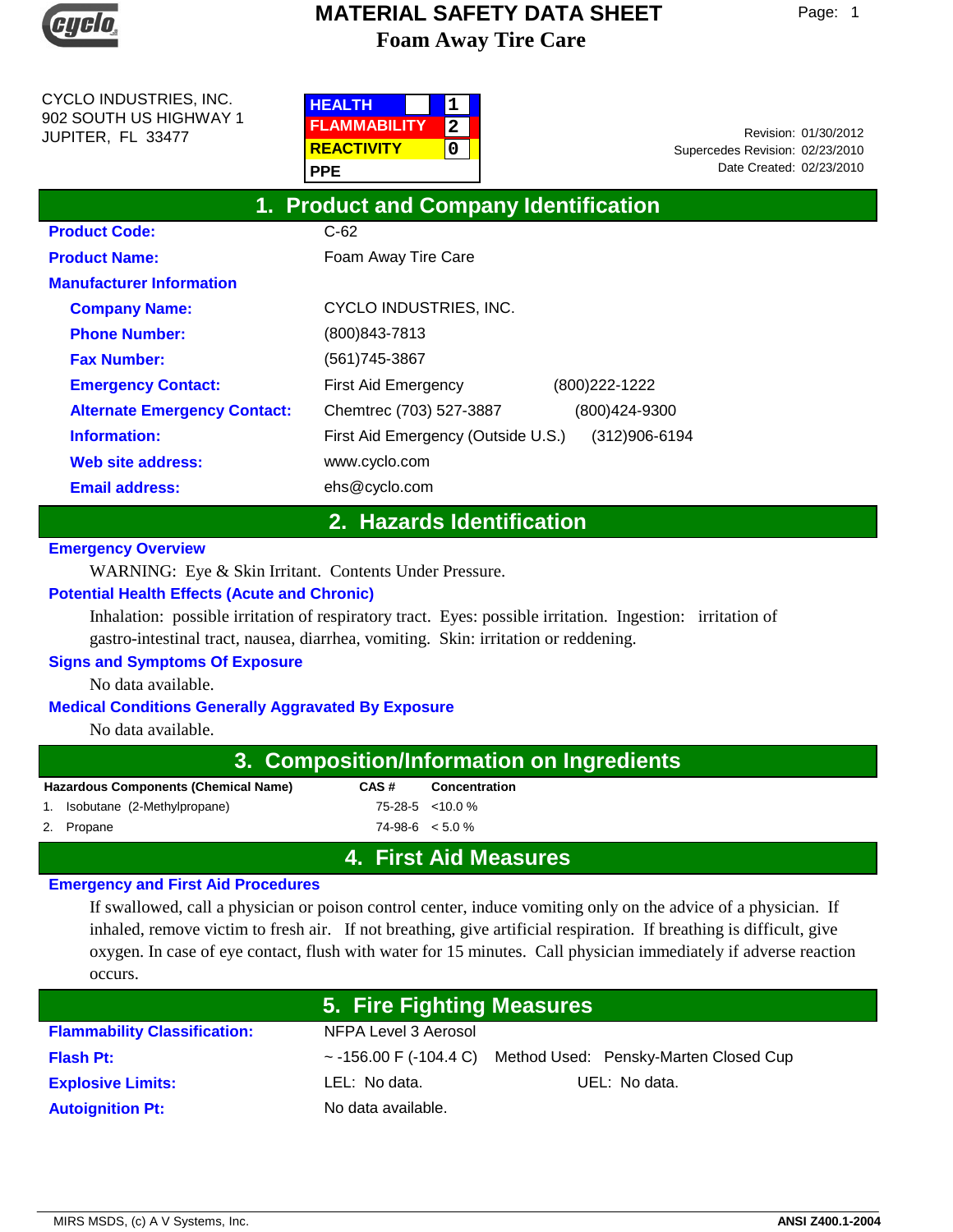# MATERIAL SAFETY DATA SHEET
## Foam Away Tire Care

CYCLO INDUSTRIES, INC.
902 SOUTH US HIGHWAY 1
JUPITER, FL 33477

| | |
|---|---|
| HEALTH | 1 |
| FLAMMABILITY | 2 |
| REACTIVITY | 0 |
| PPE | |

Revision: 01/30/2012
Supercedes Revision: 02/23/2010
Date Created: 02/23/2010

## 1. Product and Company Identification

**Product Code:** C-62

**Product Name:** Foam Away Tire Care

**Manufacturer Information**

**Company Name:** CYCLO INDUSTRIES, INC.

**Phone Number:** (800)843-7813

**Fax Number:** (561)745-3867

**Emergency Contact:** First Aid Emergency (800)222-1222

**Alternate Emergency Contact:** Chemtrec (703) 527-3887 (800)424-9300

**Information:** First Aid Emergency (Outside U.S.) (312)906-6194

**Web site address:** www.cyclo.com

**Email address:** ehs@cyclo.com

## 2. Hazards Identification

**Emergency Overview**

WARNING: Eye & Skin Irritant. Contents Under Pressure.

**Potential Health Effects (Acute and Chronic)**

Inhalation: possible irritation of respiratory tract. Eyes: possible irritation. Ingestion: irritation of gastro-intestinal tract, nausea, diarrhea, vomiting. Skin: irritation or reddening.

**Signs and Symptoms Of Exposure**

No data available.

**Medical Conditions Generally Aggravated By Exposure**

No data available.

## 3. Composition/Information on Ingredients

| Hazardous Components (Chemical Name) | CAS # | Concentration |
|---|---|---|
| 1. Isobutane (2-Methylpropane) | 75-28-5 | <10.0 % |
| 2. Propane | 74-98-6 | < 5.0 % |

## 4. First Aid Measures

**Emergency and First Aid Procedures**

If swallowed, call a physician or poison control center, induce vomiting only on the advice of a physician. If inhaled, remove victim to fresh air. If not breathing, give artificial respiration. If breathing is difficult, give oxygen. In case of eye contact, flush with water for 15 minutes. Call physician immediately if adverse reaction occurs.

## 5. Fire Fighting Measures

**Flammability Classification:** NFPA Level 3 Aerosol

**Flash Pt:** ~ -156.00 F (-104.4 C) Method Used: Pensky-Marten Closed Cup

**Explosive Limits:** LEL: No data. UEL: No data.

**Autoignition Pt:** No data available.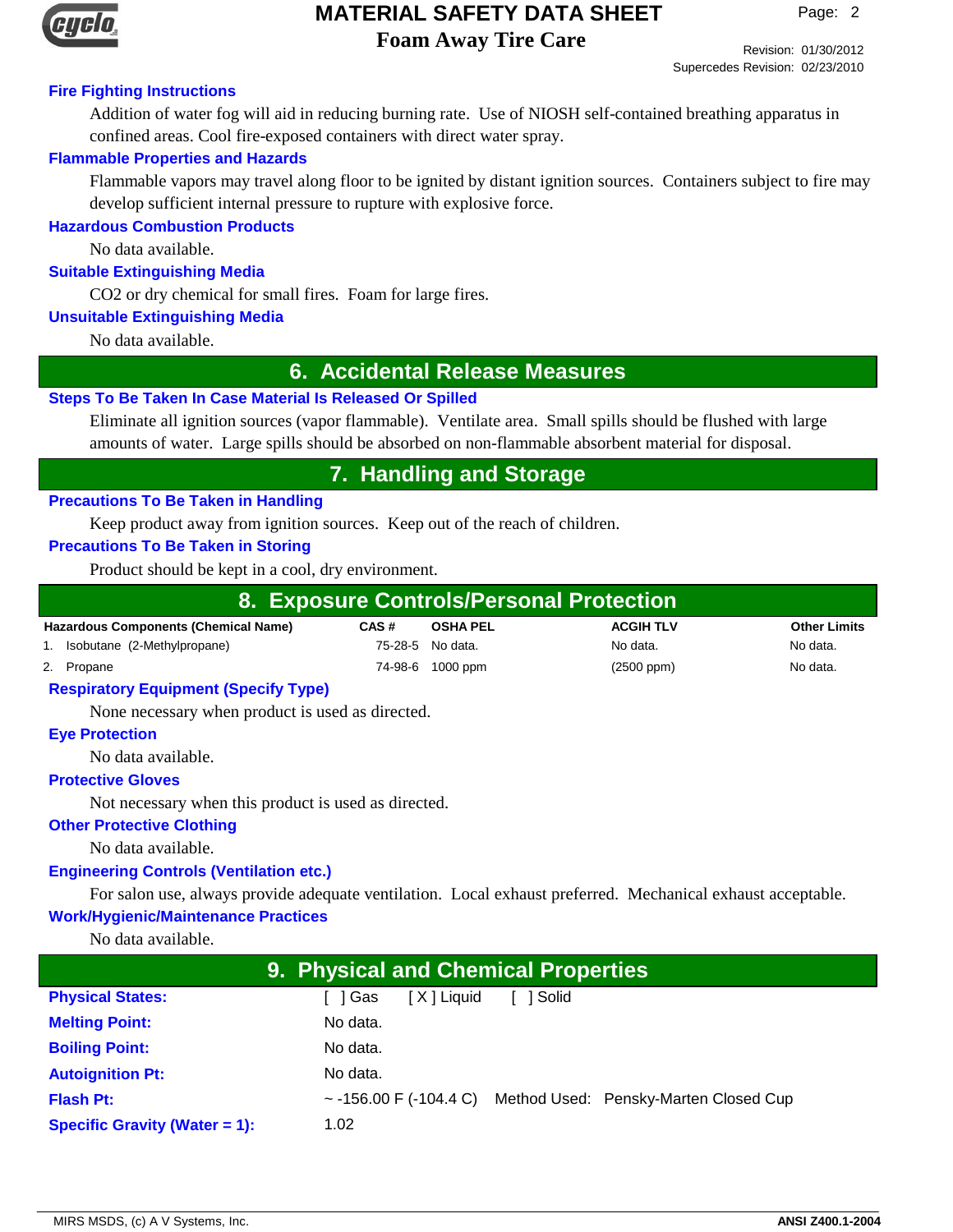### Fire Fighting Instructions

Addition of water fog will aid in reducing burning rate. Use of NIOSH self-contained breathing apparatus in confined areas. Cool fire-exposed containers with direct water spray.

### Flammable Properties and Hazards

Flammable vapors may travel along floor to be ignited by distant ignition sources. Containers subject to fire may develop sufficient internal pressure to rupture with explosive force.

### Hazardous Combustion Products

No data available.

### Suitable Extinguishing Media

$CO_2$ or dry chemical for small fires. Foam for large fires.

### Unsuitable Extinguishing Media

No data available.

## 6. Accidental Release Measures

### Steps To Be Taken In Case Material Is Released Or Spilled

Eliminate all ignition sources (vapor flammable). Ventilate area. Small spills should be flushed with large amounts of water. Large spills should be absorbed on non-flammable absorbent material for disposal.

## 7. Handling and Storage

### Precautions To Be Taken in Handling

Keep product away from ignition sources. Keep out of the reach of children.

### Precautions To Be Taken in Storing

Product should be kept in a cool, dry environment.

## 8. Exposure Controls/Personal Protection

| Hazardous Components (Chemical Name) | CAS # | OSHA PEL | ACGIH TLV | Other Limits |
|---|---|---|---|---|
| 1. Isobutane (2-Methylpropane) | 75-28-5 | No data. | No data. | No data. |
| 2. Propane | 74-98-6 | 1000 ppm | (2500 ppm) | No data. |

### Respiratory Equipment (Specify Type)

None necessary when product is used as directed.

### Eye Protection

No data available.

### Protective Gloves

Not necessary when this product is used as directed.

### Other Protective Clothing

No data available.

### Engineering Controls (Ventilation etc.)

For salon use, always provide adequate ventilation. Local exhaust preferred. Mechanical exhaust acceptable.

### Work/Hygienic/Maintenance Practices

No data available.

## 9. Physical and Chemical Properties

**Physical States:** [ ] Gas [X] Liquid [ ] Solid

**Melting Point:** No data.

**Boiling Point:** No data.

**Autoignition Pt:** No data.

**Flash Pt:** ~ -156.00 F (-104.4 C) Method Used: Pensky-Marten Closed Cup

**Specific Gravity (Water = 1):** 1.02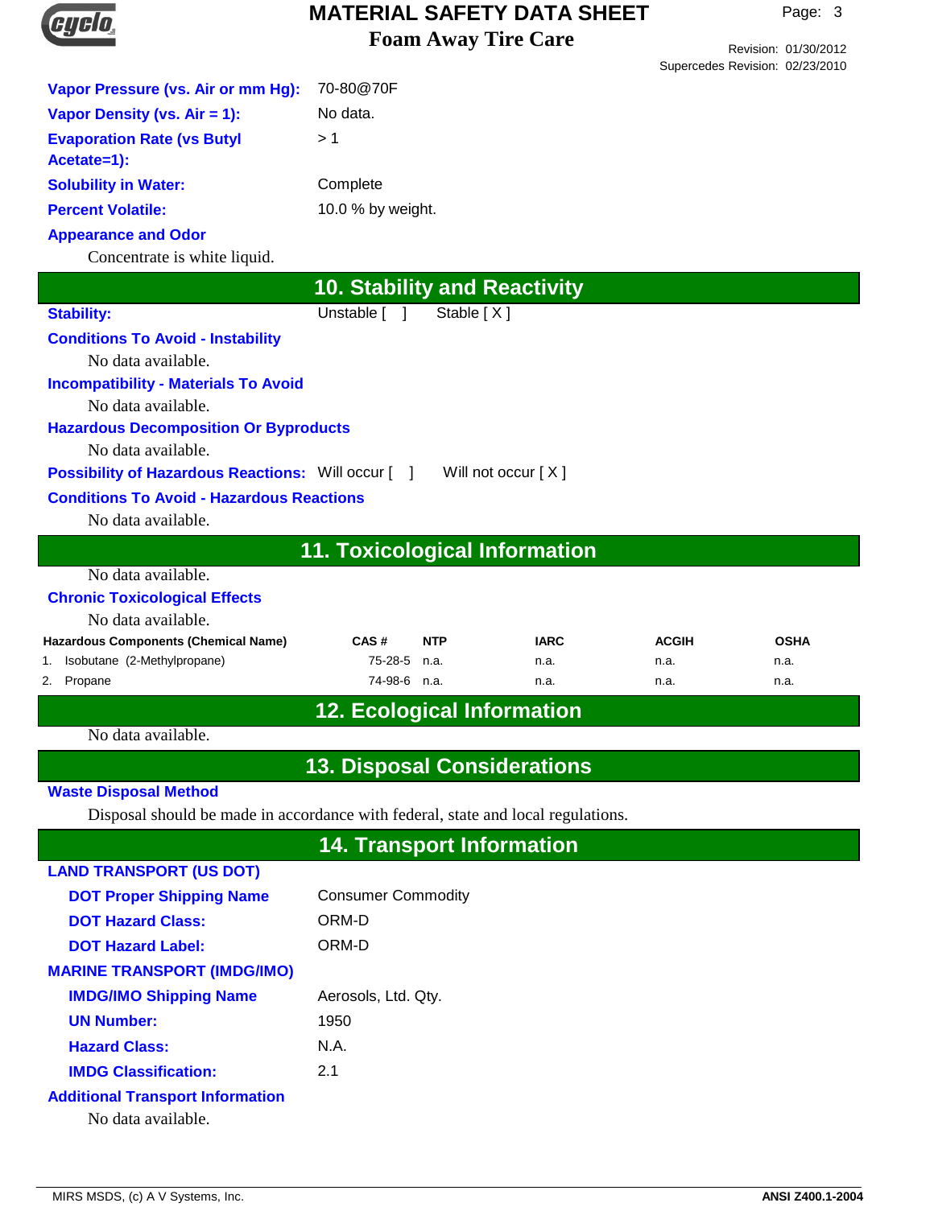**Vapor Pressure (vs. Air or mm Hg):** 70-80@70F

**Vapor Density (vs. Air = 1):** No data.

**Evaporation Rate (vs Butyl Acetate=1):** > 1

**Solubility in Water:** Complete

**Percent Volatile:** 10.0 % by weight.

**Appearance and Odor**

Concentrate is white liquid.

## 10. Stability and Reactivity

**Stability:** Unstable [ ] Stable [ X ]

**Conditions To Avoid - Instability**

No data available.

**Incompatibility - Materials To Avoid**

No data available.

**Hazardous Decomposition Or Byproducts**

No data available.

**Possibility of Hazardous Reactions:** Will occur [ ] Will not occur [ X ]

**Conditions To Avoid - Hazardous Reactions**

No data available.

## 11. Toxicological Information

No data available.

**Chronic Toxicological Effects**

No data available.

| Hazardous Components (Chemical Name) | CAS # | NTP | IARC | ACGIH | OSHA |
|---|---|---|---|---|---|
| 1. Isobutane (2-Methylpropane) | 75-28-5 | n.a. | n.a. | n.a. | n.a. |
| 2. Propane | 74-98-6 | n.a. | n.a. | n.a. | n.a. |

## 12. Ecological Information

No data available.

## 13. Disposal Considerations

**Waste Disposal Method**

Disposal should be made in accordance with federal, state and local regulations.

## 14. Transport Information

**LAND TRANSPORT (US DOT)**

**DOT Proper Shipping Name** Consumer Commodity

**DOT Hazard Class:** ORM-D

**DOT Hazard Label:** ORM-D

**MARINE TRANSPORT (IMDG/IMO)**

**IMDG/IMO Shipping Name** Aerosols, Ltd. Qty.

**UN Number:** 1950

**Hazard Class:** N.A.

**IMDG Classification:** 2.1

**Additional Transport Information**

No data available.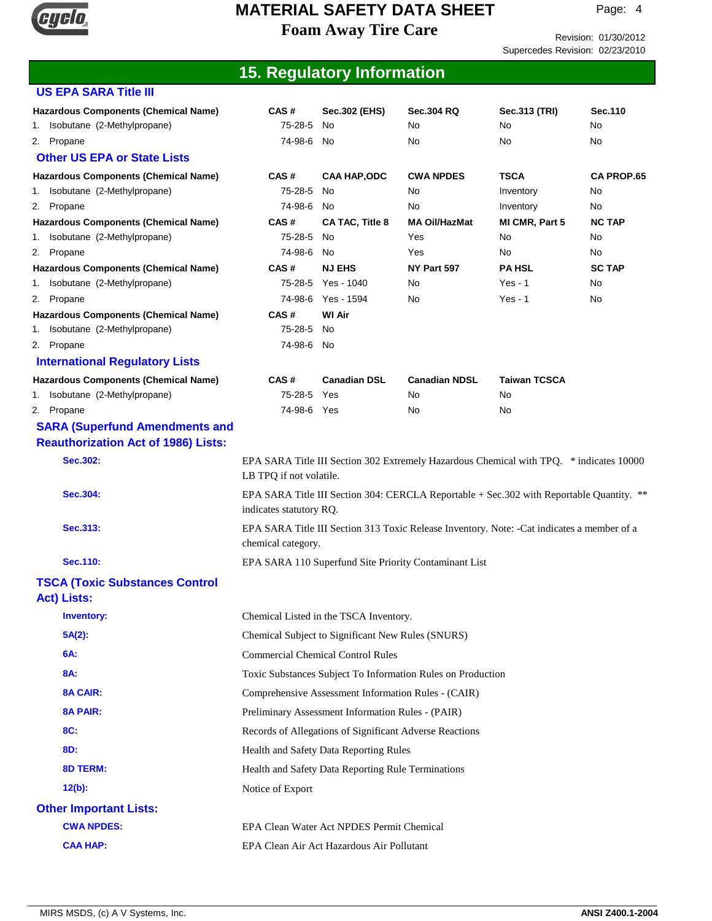## 15. Regulatory Information

### US EPA SARA Title III

| Hazardous Components (Chemical Name) | CAS # | Sec.302 (EHS) | Sec.304 RQ | Sec.313 (TRI) | Sec.110 |
|---|---|---|---|---|---|
| 1. Isobutane (2-Methylpropane) | 75-28-5 | No | No | No | No |
| 2. Propane | 74-98-6 | No | No | No | No |

### Other US EPA or State Lists

| Hazardous Components (Chemical Name) | CAS # | CAA HAP,ODC | CWA NPDES | TSCA | CA PROP.65 |
|---|---|---|---|---|---|
| 1. Isobutane (2-Methylpropane) | 75-28-5 | No | No | Inventory | No |
| 2. Propane | 74-98-6 | No | No | Inventory | No |

| Hazardous Components (Chemical Name) | CAS # | CA TAC, Title 8 | MA Oil/HazMat | MI CMR, Part 5 | NC TAP |
|---|---|---|---|---|---|
| 1. Isobutane (2-Methylpropane) | 75-28-5 | No | Yes | No | No |
| 2. Propane | 74-98-6 | No | Yes | No | No |

| Hazardous Components (Chemical Name) | CAS # | NJ EHS | NY Part 597 | PA HSL | SC TAP |
|---|---|---|---|---|---|
| 1. Isobutane (2-Methylpropane) | 75-28-5 | Yes - 1040 | No | Yes - 1 | No |
| 2. Propane | 74-98-6 | Yes - 1594 | No | Yes - 1 | No |

| Hazardous Components (Chemical Name) | CAS # | WI Air |
|---|---|---|
| 1. Isobutane (2-Methylpropane) | 75-28-5 | No |
| 2. Propane | 74-98-6 | No |

### International Regulatory Lists

| Hazardous Components (Chemical Name) | CAS # | Canadian DSL | Canadian NDSL | Taiwan TCSCA |
|---|---|---|---|---|
| 1. Isobutane (2-Methylpropane) | 75-28-5 | Yes | No | No |
| 2. Propane | 74-98-6 | Yes | No | No |

### SARA (Superfund Amendments and Reauthorization Act of 1986) Lists:

**Sec.302:** EPA SARA Title III Section 302 Extremely Hazardous Chemical with TPQ. * indicates 10000 LB TPQ if not volatile.

**Sec.304:** EPA SARA Title III Section 304: CERCLA Reportable + Sec.302 with Reportable Quantity. ** indicates statutory RQ.

**Sec.313:** EPA SARA Title III Section 313 Toxic Release Inventory. Note: -Cat indicates a member of a chemical category.

**Sec.110:** EPA SARA 110 Superfund Site Priority Contaminant List

### TSCA (Toxic Substances Control Act) Lists:

**Inventory:** Chemical Listed in the TSCA Inventory.

**5A(2):** Chemical Subject to Significant New Rules (SNURS)

**6A:** Commercial Chemical Control Rules

**8A:** Toxic Substances Subject To Information Rules on Production

**8A CAIR:** Comprehensive Assessment Information Rules - (CAIR)

**8A PAIR:** Preliminary Assessment Information Rules - (PAIR)

**8C:** Records of Allegations of Significant Adverse Reactions

**8D:** Health and Safety Data Reporting Rules

**8D TERM:** Health and Safety Data Reporting Rule Terminations

**12(b):** Notice of Export

### Other Important Lists:

**CWA NPDES:** EPA Clean Water Act NPDES Permit Chemical

**CAA HAP:** EPA Clean Air Act Hazardous Air Pollutant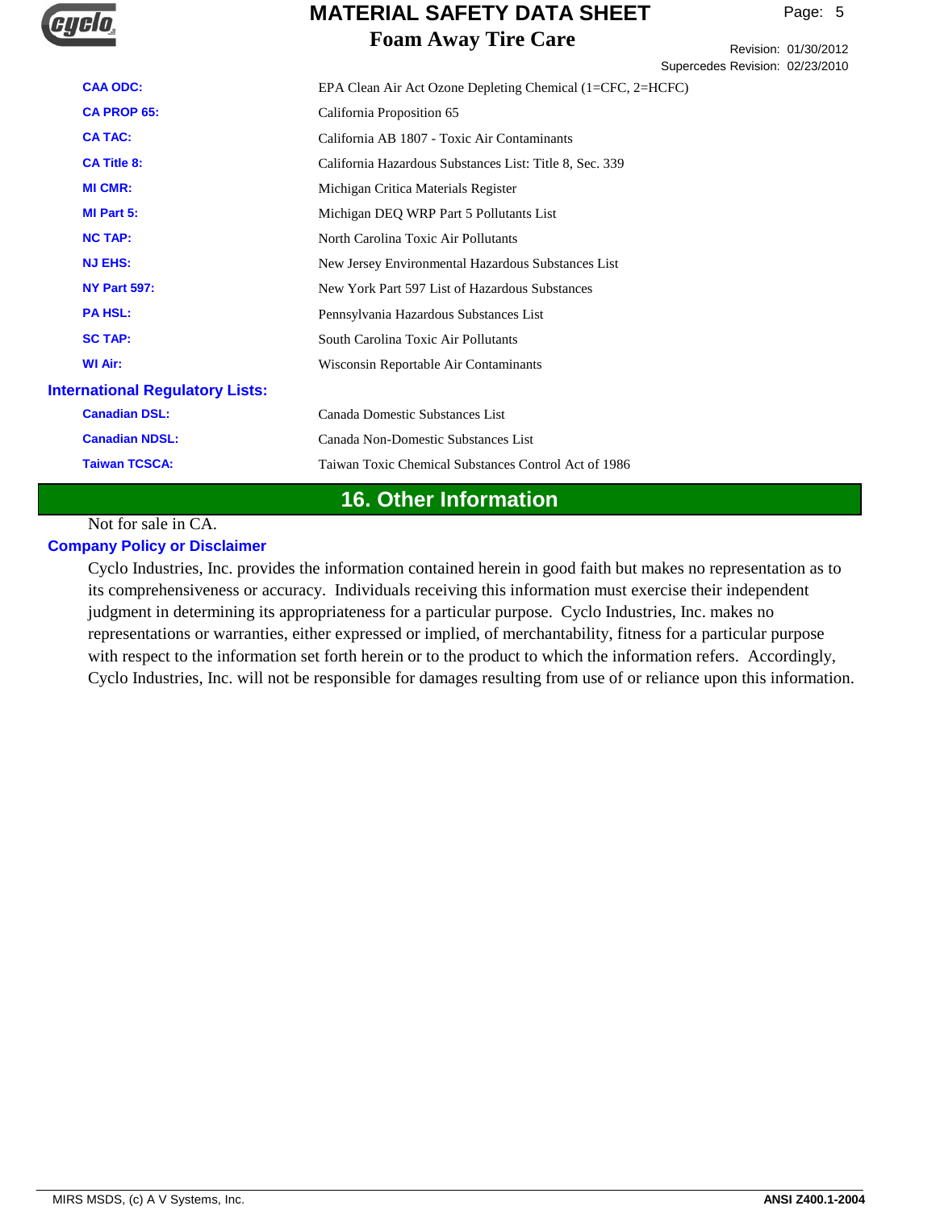| | |
|---|---|
| **CAA ODC:** | EPA Clean Air Act Ozone Depleting Chemical (1=CFC, 2=HCFC) |
| **CA PROP 65:** | California Proposition 65 |
| **CA TAC:** | California AB 1807 - Toxic Air Contaminants |
| **CA Title 8:** | California Hazardous Substances List: Title 8, Sec. 339 |
| **MI CMR:** | Michigan Critica Materials Register |
| **MI Part 5:** | Michigan DEQ WRP Part 5 Pollutants List |
| **NC TAP:** | North Carolina Toxic Air Pollutants |
| **NJ EHS:** | New Jersey Environmental Hazardous Substances List |
| **NY Part 597:** | New York Part 597 List of Hazardous Substances |
| **PA HSL:** | Pennsylvania Hazardous Substances List |
| **SC TAP:** | South Carolina Toxic Air Pollutants |
| **WI Air:** | Wisconsin Reportable Air Contaminants |

### International Regulatory Lists:

| | |
|---|---|
| **Canadian DSL:** | Canada Domestic Substances List |
| **Canadian NDSL:** | Canada Non-Domestic Substances List |
| **Taiwan TCSCA:** | Taiwan Toxic Chemical Substances Control Act of 1986 |

## 16. Other Information

Not for sale in CA.

### Company Policy or Disclaimer

Cyclo Industries, Inc. provides the information contained herein in good faith but makes no representation as to its comprehensiveness or accuracy. Individuals receiving this information must exercise their independent judgment in determining its appropriateness for a particular purpose. Cyclo Industries, Inc. makes no representations or warranties, either expressed or implied, of merchantability, fitness for a particular purpose with respect to the information set forth herein or to the product to which the information refers. Accordingly, Cyclo Industries, Inc. will not be responsible for damages resulting from use of or reliance upon this information.